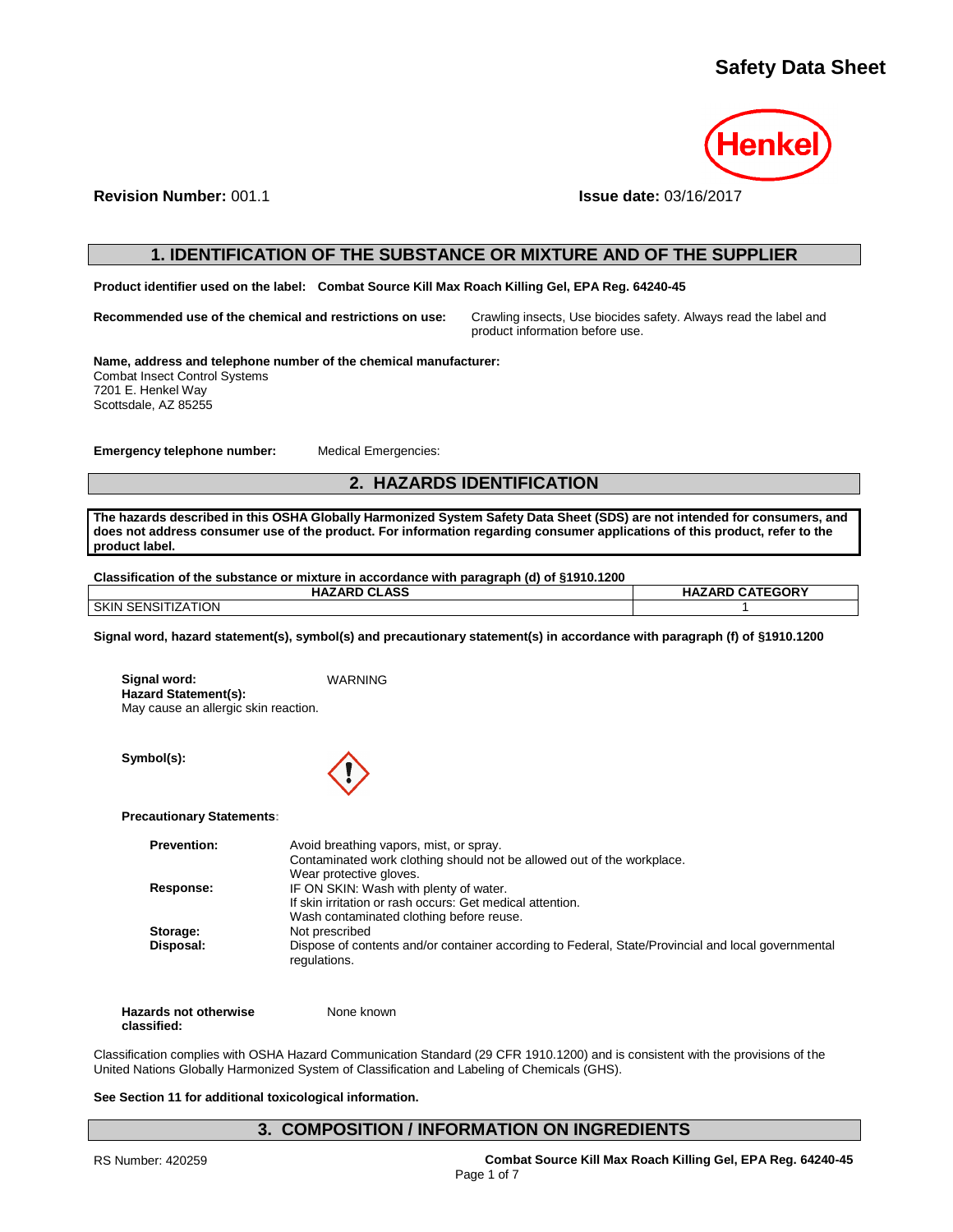# Safety Data Sheet

Henkel

**Revision Number:** 001.1 **Issue date:** 03/16/2017

## 1. IDENTIFICATION OF THE SUBSTANCE OR MIXTURE AND OF THE SUPPLIER

**Product identifier used on the label:** **Combat Source Kill Max Roach Killing Gel, EPA Reg. 64240-45**

**Recommended use of the chemical and restrictions on use:** Crawling insects, Use biocides safety. Always read the label and product information before use.

**Name, address and telephone number of the chemical manufacturer:**
Combat Insect Control Systems
7201 E. Henkel Way
Scottsdale, AZ 85255

**Emergency telephone number:** Medical Emergencies:

## 2. HAZARDS IDENTIFICATION

**The hazards described in this OSHA Globally Harmonized System Safety Data Sheet (SDS) are not intended for consumers, and does not address consumer use of the product. For information regarding consumer applications of this product, refer to the product label.**

**Classification of the substance or mixture in accordance with paragraph (d) of §1910.1200**

| HAZARD CLASS | HAZARD CATEGORY |
|---|---|
| SKIN SENSITIZATION | 1 |

**Signal word, hazard statement(s), symbol(s) and precautionary statement(s) in accordance with paragraph (f) of §1910.1200**

**Signal word:** WARNING
**Hazard Statement(s):**
May cause an allergic skin reaction.

**Symbol(s):**

**Precautionary Statements:**

**Prevention:** Avoid breathing vapors, mist, or spray.
Contaminated work clothing should not be allowed out of the workplace.
Wear protective gloves.

**Response:** IF ON SKIN: Wash with plenty of water.
If skin irritation or rash occurs: Get medical attention.
Wash contaminated clothing before reuse.

**Storage:** Not prescribed

**Disposal:** Dispose of contents and/or container according to Federal, State/Provincial and local governmental regulations.

**Hazards not otherwise classified:** None known

Classification complies with OSHA Hazard Communication Standard (29 CFR 1910.1200) and is consistent with the provisions of the United Nations Globally Harmonized System of Classification and Labeling of Chemicals (GHS).

**See Section 11 for additional toxicological information.**

## 3. COMPOSITION / INFORMATION ON INGREDIENTS

RS Number: 420259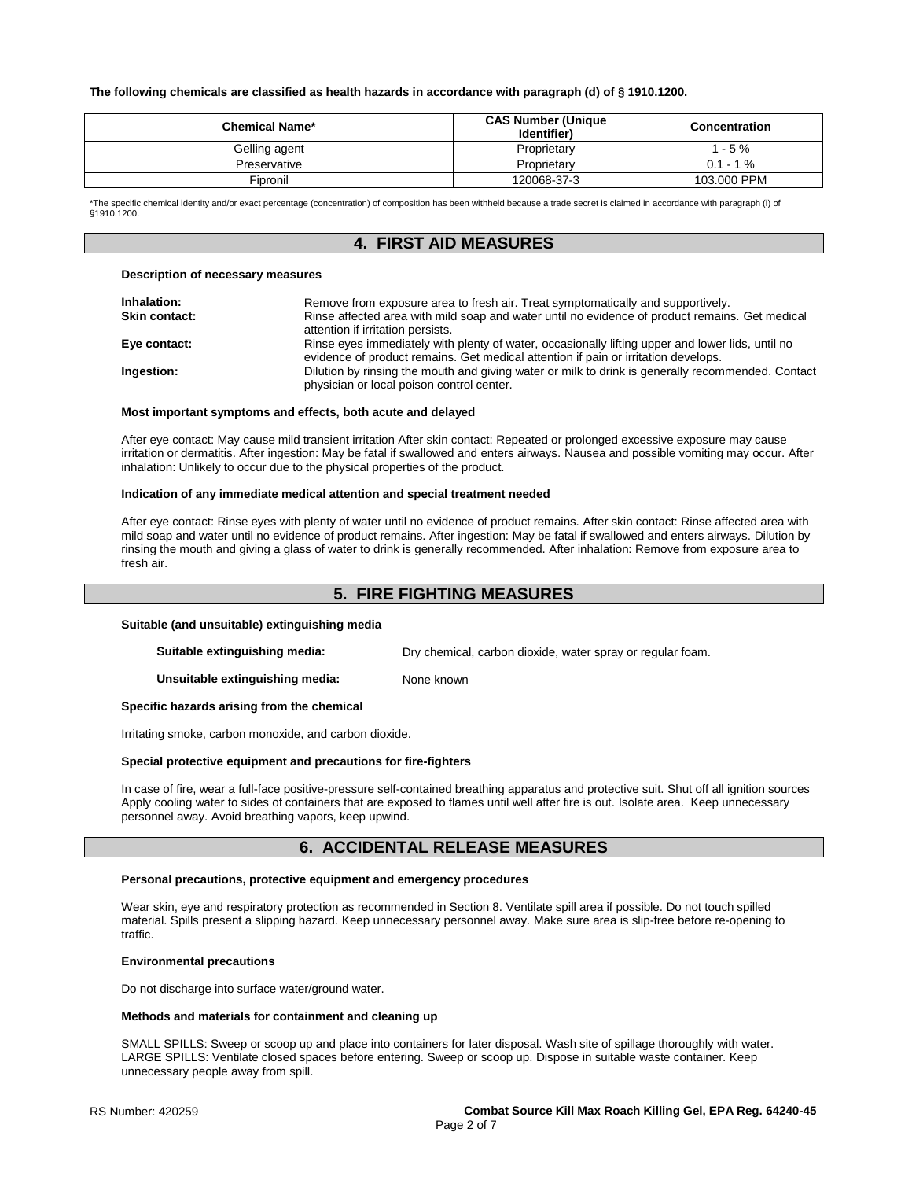**The following chemicals are classified as health hazards in accordance with paragraph (d) of § 1910.1200.**

| Chemical Name* | CAS Number (Unique Identifier) | Concentration |
|---|---|---|
| Gelling agent | Proprietary | 1 - 5 % |
| Preservative | Proprietary | 0.1 - 1 % |
| Fipronil | 120068-37-3 | 103.000 PPM |

*The specific chemical identity and/or exact percentage (concentration) of composition has been withheld because a trade secret is claimed in accordance with paragraph (i) of §1910.1200.

## 4. FIRST AID MEASURES

**Description of necessary measures**

**Inhalation:** Remove from exposure area to fresh air. Treat symptomatically and supportively.

**Skin contact:** Rinse affected area with mild soap and water until no evidence of product remains. Get medical attention if irritation persists.

**Eye contact:** Rinse eyes immediately with plenty of water, occasionally lifting upper and lower lids, until no evidence of product remains. Get medical attention if pain or irritation develops.

**Ingestion:** Dilution by rinsing the mouth and giving water or milk to drink is generally recommended. Contact physician or local poison control center.

**Most important symptoms and effects, both acute and delayed**

After eye contact: May cause mild transient irritation After skin contact: Repeated or prolonged excessive exposure may cause irritation or dermatitis. After ingestion: May be fatal if swallowed and enters airways. Nausea and possible vomiting may occur. After inhalation: Unlikely to occur due to the physical properties of the product.

**Indication of any immediate medical attention and special treatment needed**

After eye contact: Rinse eyes with plenty of water until no evidence of product remains. After skin contact: Rinse affected area with mild soap and water until no evidence of product remains. After ingestion: May be fatal if swallowed and enters airways. Dilution by rinsing the mouth and giving a glass of water to drink is generally recommended. After inhalation: Remove from exposure area to fresh air.

## 5. FIRE FIGHTING MEASURES

**Suitable (and unsuitable) extinguishing media**

**Suitable extinguishing media:** Dry chemical, carbon dioxide, water spray or regular foam.

**Unsuitable extinguishing media:** None known

**Specific hazards arising from the chemical**

Irritating smoke, carbon monoxide, and carbon dioxide.

**Special protective equipment and precautions for fire-fighters**

In case of fire, wear a full-face positive-pressure self-contained breathing apparatus and protective suit. Shut off all ignition sources Apply cooling water to sides of containers that are exposed to flames until well after fire is out. Isolate area. Keep unnecessary personnel away. Avoid breathing vapors, keep upwind.

## 6. ACCIDENTAL RELEASE MEASURES

**Personal precautions, protective equipment and emergency procedures**

Wear skin, eye and respiratory protection as recommended in Section 8. Ventilate spill area if possible. Do not touch spilled material. Spills present a slipping hazard. Keep unnecessary personnel away. Make sure area is slip-free before re-opening to traffic.

**Environmental precautions**

Do not discharge into surface water/ground water.

**Methods and materials for containment and cleaning up**

SMALL SPILLS: Sweep or scoop up and place into containers for later disposal. Wash site of spillage thoroughly with water. LARGE SPILLS: Ventilate closed spaces before entering. Sweep or scoop up. Dispose in suitable waste container. Keep unnecessary people away from spill.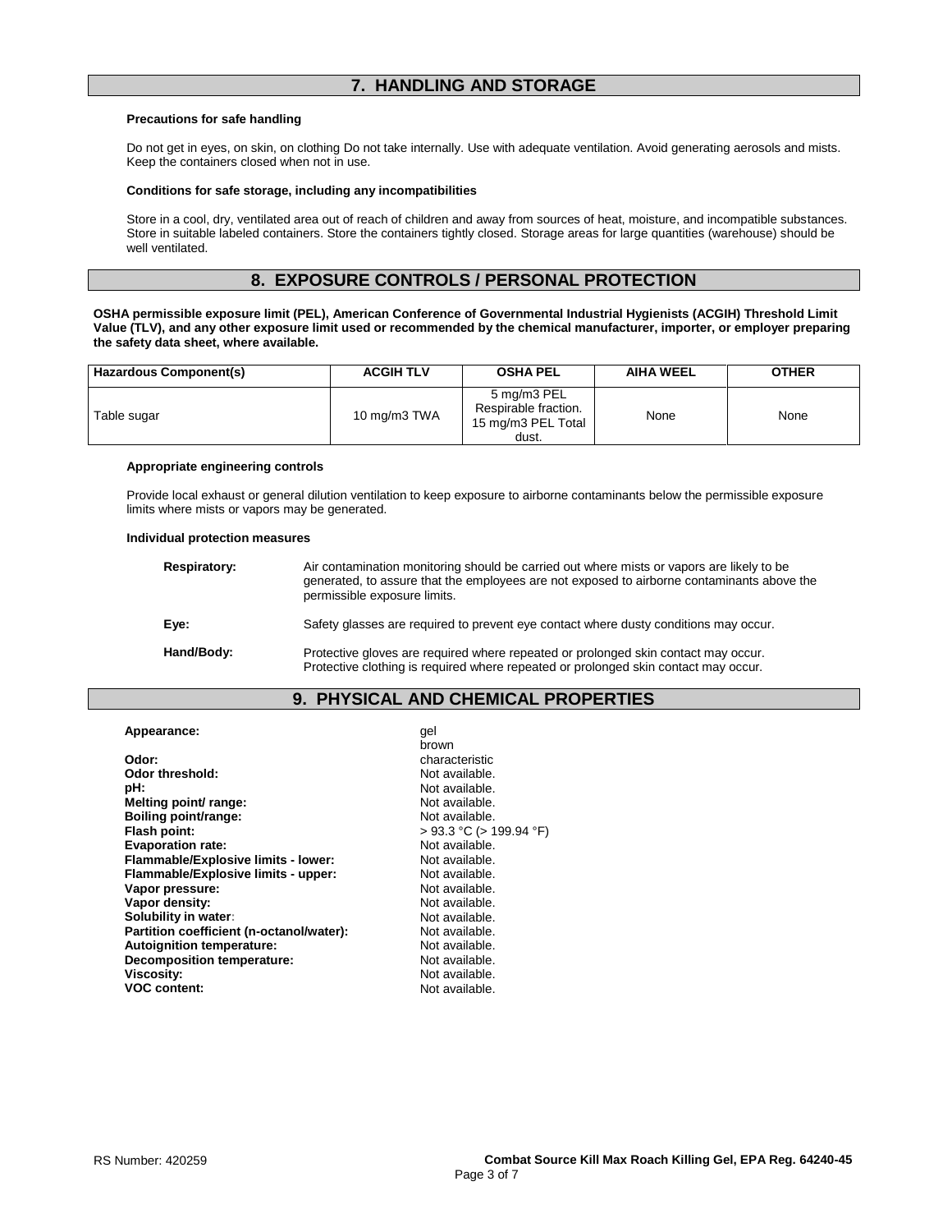## 7. HANDLING AND STORAGE

**Precautions for safe handling**

Do not get in eyes, on skin, on clothing Do not take internally. Use with adequate ventilation. Avoid generating aerosols and mists. Keep the containers closed when not in use.

**Conditions for safe storage, including any incompatibilities**

Store in a cool, dry, ventilated area out of reach of children and away from sources of heat, moisture, and incompatible substances. Store in suitable labeled containers. Store the containers tightly closed. Storage areas for large quantities (warehouse) should be well ventilated.

## 8. EXPOSURE CONTROLS / PERSONAL PROTECTION

**OSHA permissible exposure limit (PEL), American Conference of Governmental Industrial Hygienists (ACGIH) Threshold Limit Value (TLV), and any other exposure limit used or recommended by the chemical manufacturer, importer, or employer preparing the safety data sheet, where available.**

| Hazardous Component(s) | ACGIH TLV | OSHA PEL | AIHA WEEL | OTHER |
|---|---|---|---|---|
| Table sugar | 10 mg/m3 TWA | 5 mg/m3 PEL Respirable fraction. 15 mg/m3 PEL Total dust. | None | None |

**Appropriate engineering controls**

Provide local exhaust or general dilution ventilation to keep exposure to airborne contaminants below the permissible exposure limits where mists or vapors may be generated.

**Individual protection measures**

**Respiratory:** Air contamination monitoring should be carried out where mists or vapors are likely to be generated, to assure that the employees are not exposed to airborne contaminants above the permissible exposure limits.

**Eye:** Safety glasses are required to prevent eye contact where dusty conditions may occur.

**Hand/Body:** Protective gloves are required where repeated or prolonged skin contact may occur. Protective clothing is required where repeated or prolonged skin contact may occur.

## 9. PHYSICAL AND CHEMICAL PROPERTIES

**Appearance:** gel  
brown  
**Odor:** characteristic  
**Odor threshold:** Not available.  
**pH:** Not available.  
**Melting point/ range:** Not available.  
**Boiling point/range:** Not available.  
**Flash point:** > 93.3 °C (> 199.94 °F)  
**Evaporation rate:** Not available.  
**Flammable/Explosive limits - lower:** Not available.  
**Flammable/Explosive limits - upper:** Not available.  
**Vapor pressure:** Not available.  
**Vapor density:** Not available.  
**Solubility in water:** Not available.  
**Partition coefficient (n-octanol/water):** Not available.  
**Autoignition temperature:** Not available.  
**Decomposition temperature:** Not available.  
**Viscosity:** Not available.  
**VOC content:** Not available.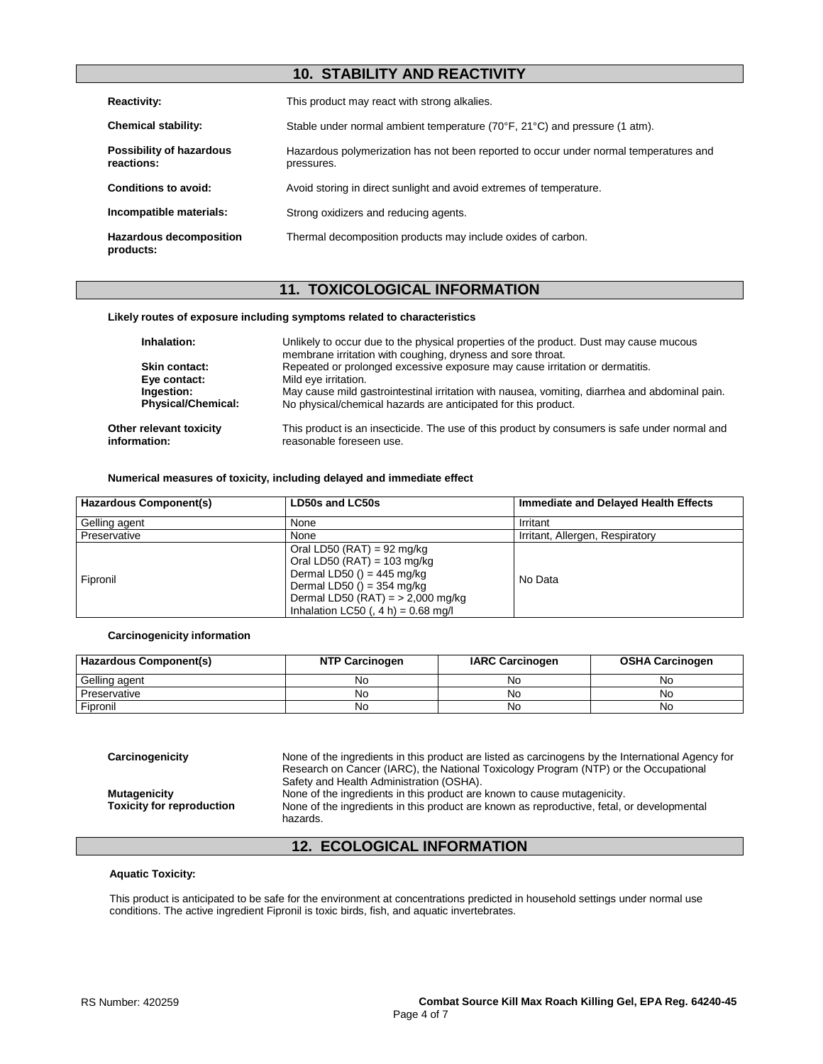## 10. STABILITY AND REACTIVITY

**Reactivity:** This product may react with strong alkalies.

**Chemical stability:** Stable under normal ambient temperature (70°F, 21°C) and pressure (1 atm).

**Possibility of hazardous reactions:** Hazardous polymerization has not been reported to occur under normal temperatures and pressures.

**Conditions to avoid:** Avoid storing in direct sunlight and avoid extremes of temperature.

**Incompatible materials:** Strong oxidizers and reducing agents.

**Hazardous decomposition products:** Thermal decomposition products may include oxides of carbon.

## 11. TOXICOLOGICAL INFORMATION

**Likely routes of exposure including symptoms related to characteristics**

**Inhalation:** Unlikely to occur due to the physical properties of the product. Dust may cause mucous membrane irritation with coughing, dryness and sore throat.

**Skin contact:** Repeated or prolonged excessive exposure may cause irritation or dermatitis.

**Eye contact:** Mild eye irritation.

**Ingestion:** May cause mild gastrointestinal irritation with nausea, vomiting, diarrhea and abdominal pain.

**Physical/Chemical:** No physical/chemical hazards are anticipated for this product.

**Other relevant toxicity information:** This product is an insecticide. The use of this product by consumers is safe under normal and reasonable foreseen use.

**Numerical measures of toxicity, including delayed and immediate effect**

| Hazardous Component(s) | LD50s and LC50s | Immediate and Delayed Health Effects |
|---|---|---|
| Gelling agent | None | Irritant |
| Preservative | None | Irritant, Allergen, Respiratory |
| Fipronil | Oral LD50 (RAT) = 92 mg/kg<br>Oral LD50 (RAT) = 103 mg/kg<br>Dermal LD50 () = 445 mg/kg<br>Dermal LD50 () = 354 mg/kg<br>Dermal LD50 (RAT) = > 2,000 mg/kg<br>Inhalation LC50 (, 4 h) = 0.68 mg/l | No Data |

**Carcinogenicity information**

| Hazardous Component(s) | NTP Carcinogen | IARC Carcinogen | OSHA Carcinogen |
|---|---|---|---|
| Gelling agent | No | No | No |
| Preservative | No | No | No |
| Fipronil | No | No | No |

**Carcinogenicity** None of the ingredients in this product are listed as carcinogens by the International Agency for Research on Cancer (IARC), the National Toxicology Program (NTP) or the Occupational Safety and Health Administration (OSHA).

**Mutagenicity** None of the ingredients in this product are known to cause mutagenicity.

**Toxicity for reproduction** None of the ingredients in this product are known as reproductive, fetal, or developmental hazards.

## 12. ECOLOGICAL INFORMATION

**Aquatic Toxicity:**

This product is anticipated to be safe for the environment at concentrations predicted in household settings under normal use conditions. The active ingredient Fipronil is toxic birds, fish, and aquatic invertebrates.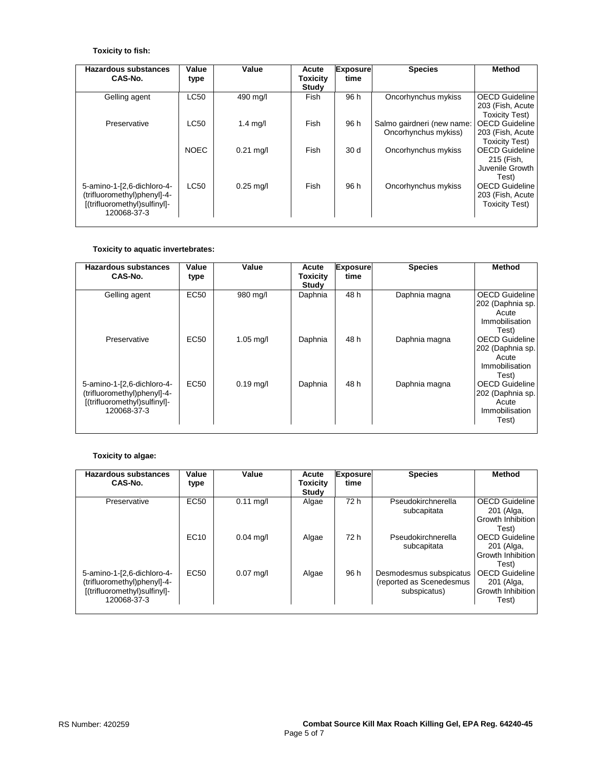**Toxicity to fish:**

| Hazardous substances CAS-No. | Value type | Value | Acute Toxicity Study | Exposure time | Species | Method |
|---|---|---|---|---|---|---|
| Gelling agent | LC50 | 490 mg/l | Fish | 96 h | Oncorhynchus mykiss | OECD Guideline 203 (Fish, Acute Toxicity Test) |
| Preservative | LC50 | 1.4 mg/l | Fish | 96 h | Salmo gairdneri (new name: Oncorhynchus mykiss) | OECD Guideline 203 (Fish, Acute Toxicity Test) |
| | NOEC | 0.21 mg/l | Fish | 30 d | Oncorhynchus mykiss | OECD Guideline 215 (Fish, Juvenile Growth Test) |
| 5-amino-1-[2,6-dichloro-4-(trifluoromethyl)phenyl]-4-[(trifluoromethyl)sulfinyl]-120068-37-3 | LC50 | 0.25 mg/l | Fish | 96 h | Oncorhynchus mykiss | OECD Guideline 203 (Fish, Acute Toxicity Test) |

**Toxicity to aquatic invertebrates:**

| Hazardous substances CAS-No. | Value type | Value | Acute Toxicity Study | Exposure time | Species | Method |
|---|---|---|---|---|---|---|
| Gelling agent | EC50 | 980 mg/l | Daphnia | 48 h | Daphnia magna | OECD Guideline 202 (Daphnia sp. Acute Immobilisation Test) |
| Preservative | EC50 | 1.05 mg/l | Daphnia | 48 h | Daphnia magna | OECD Guideline 202 (Daphnia sp. Acute Immobilisation Test) |
| 5-amino-1-[2,6-dichloro-4-(trifluoromethyl)phenyl]-4-[(trifluoromethyl)sulfinyl]-120068-37-3 | EC50 | 0.19 mg/l | Daphnia | 48 h | Daphnia magna | OECD Guideline 202 (Daphnia sp. Acute Immobilisation Test) |

**Toxicity to algae:**

| Hazardous substances CAS-No. | Value type | Value | Acute Toxicity Study | Exposure time | Species | Method |
|---|---|---|---|---|---|---|
| Preservative | EC50 | 0.11 mg/l | Algae | 72 h | Pseudokirchnerella subcapitata | OECD Guideline 201 (Alga, Growth Inhibition Test) |
| | EC10 | 0.04 mg/l | Algae | 72 h | Pseudokirchnerella subcapitata | OECD Guideline 201 (Alga, Growth Inhibition Test) |
| 5-amino-1-[2,6-dichloro-4-(trifluoromethyl)phenyl]-4-[(trifluoromethyl)sulfinyl]-120068-37-3 | EC50 | 0.07 mg/l | Algae | 96 h | Desmodesmus subspicatus (reported as Scenedesmus subspicatus) | OECD Guideline 201 (Alga, Growth Inhibition Test) |

RS Number: 420259 Combat Source Kill Max Roach Killing Gel, EPA Reg. 64240-45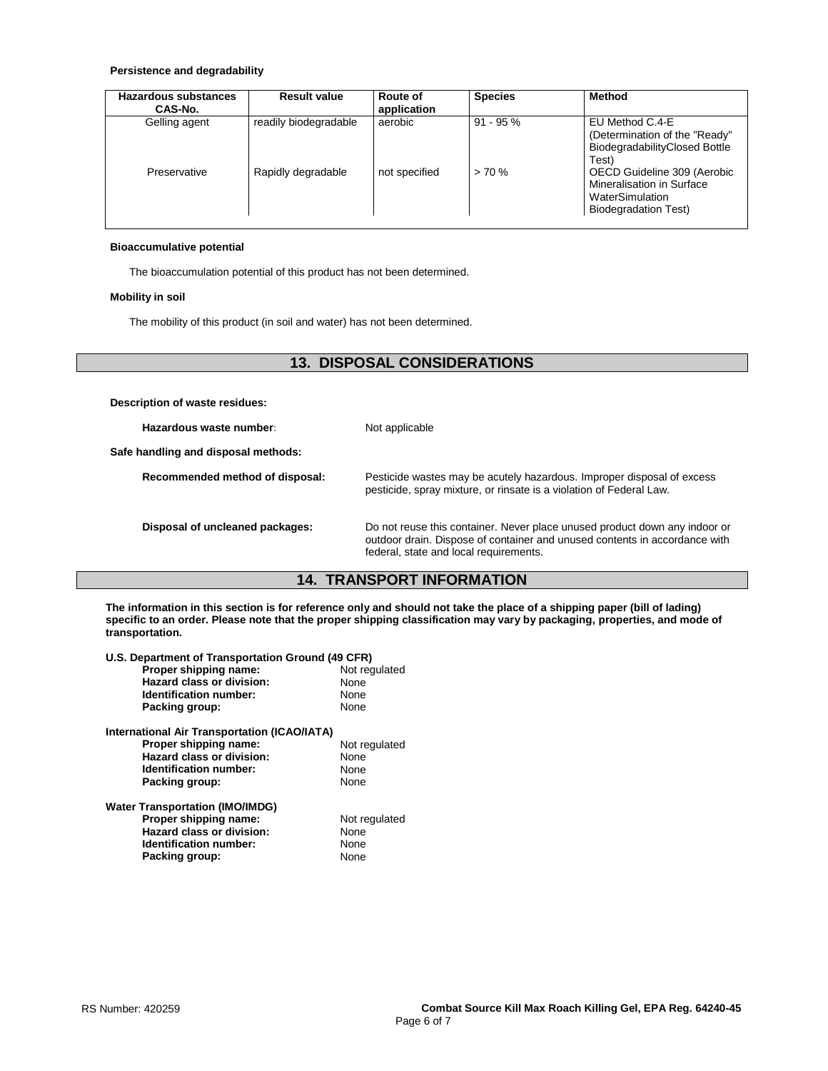**Persistence and degradability**

| Hazardous substances CAS-No. | Result value | Route of application | Species | Method |
|---|---|---|---|---|
| Gelling agent | readily biodegradable | aerobic | 91 - 95 % | EU Method C.4-E (Determination of the "Ready" BiodegradabilityClosed Bottle Test) |
| Preservative | Rapidly degradable | not specified | > 70 % | OECD Guideline 309 (Aerobic Mineralisation in Surface WaterSimulation Biodegradation Test) |

**Bioaccumulative potential**

The bioaccumulation potential of this product has not been determined.

**Mobility in soil**

The mobility of this product (in soil and water) has not been determined.

## 13. DISPOSAL CONSIDERATIONS

**Description of waste residues:**

**Hazardous waste number:** Not applicable

**Safe handling and disposal methods:**

**Recommended method of disposal:** Pesticide wastes may be acutely hazardous. Improper disposal of excess pesticide, spray mixture, or rinsate is a violation of Federal Law.

**Disposal of uncleaned packages:** Do not reuse this container. Never place unused product down any indoor or outdoor drain. Dispose of container and unused contents in accordance with federal, state and local requirements.

## 14. TRANSPORT INFORMATION

**The information in this section is for reference only and should not take the place of a shipping paper (bill of lading) specific to an order. Please note that the proper shipping classification may vary by packaging, properties, and mode of transportation.**

**U.S. Department of Transportation Ground (49 CFR)**

**Proper shipping name:** Not regulated
**Hazard class or division:** None
**Identification number:** None
**Packing group:** None

**International Air Transportation (ICAO/IATA)**

**Proper shipping name:** Not regulated
**Hazard class or division:** None
**Identification number:** None
**Packing group:** None

**Water Transportation (IMO/IMDG)**

**Proper shipping name:** Not regulated
**Hazard class or division:** None
**Identification number:** None
**Packing group:** None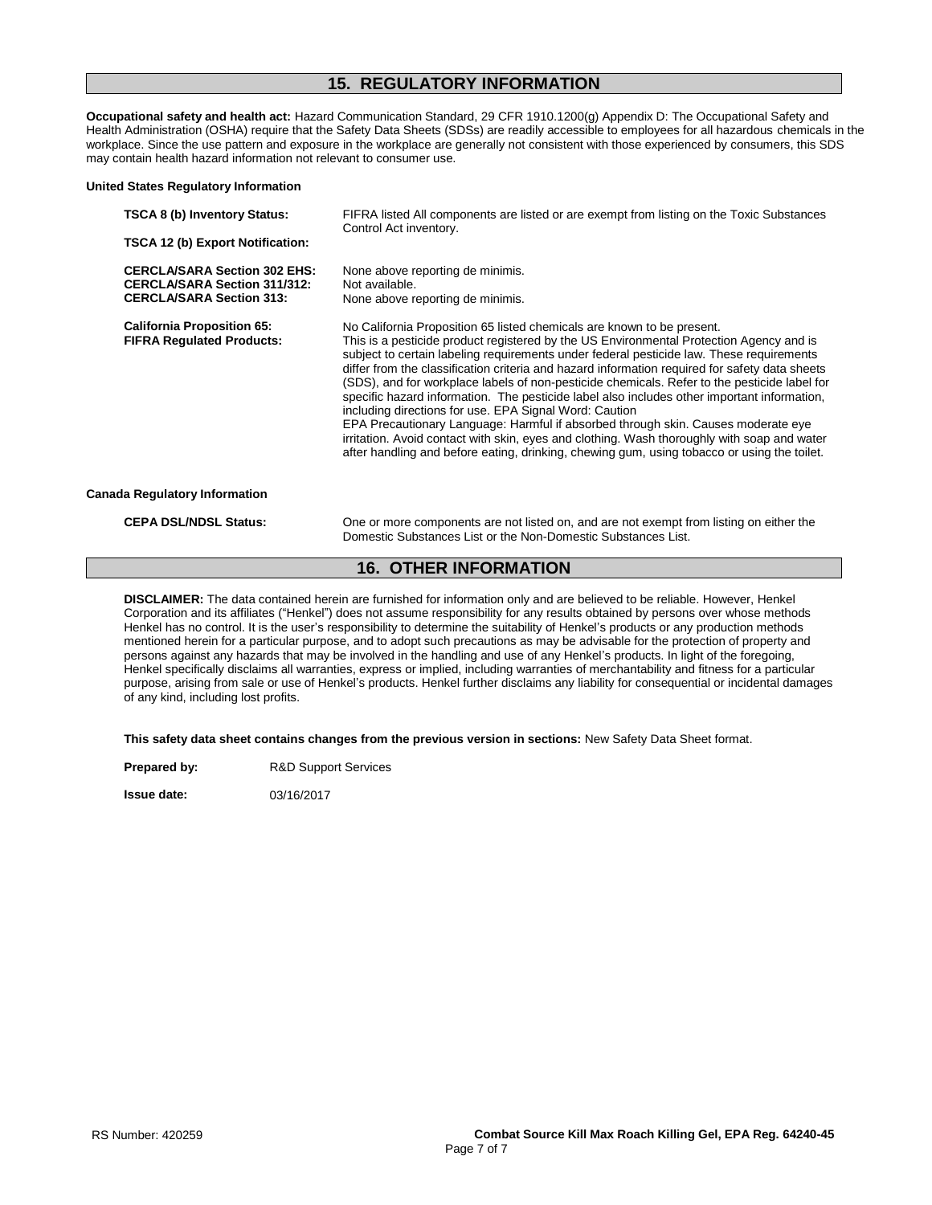## 15. REGULATORY INFORMATION

**Occupational safety and health act:** Hazard Communication Standard, 29 CFR 1910.1200(g) Appendix D: The Occupational Safety and Health Administration (OSHA) require that the Safety Data Sheets (SDSs) are readily accessible to employees for all hazardous chemicals in the workplace. Since the use pattern and exposure in the workplace are generally not consistent with those experienced by consumers, this SDS may contain health hazard information not relevant to consumer use.

**United States Regulatory Information**

| | |
|---|---|
| **TSCA 8 (b) Inventory Status:** | FIFRA listed All components are listed or are exempt from listing on the Toxic Substances Control Act inventory. |
| **TSCA 12 (b) Export Notification:** | |
| **CERCLA/SARA Section 302 EHS:** | None above reporting de minimis. |
| **CERCLA/SARA Section 311/312:** | Not available. |
| **CERCLA/SARA Section 313:** | None above reporting de minimis. |
| **California Proposition 65:** | No California Proposition 65 listed chemicals are known to be present. |
| **FIFRA Regulated Products:** | This is a pesticide product registered by the US Environmental Protection Agency and is subject to certain labeling requirements under federal pesticide law. These requirements differ from the classification criteria and hazard information required for safety data sheets (SDS), and for workplace labels of non-pesticide chemicals. Refer to the pesticide label for specific hazard information. The pesticide label also includes other important information, including directions for use. EPA Signal Word: Caution<br>EPA Precautionary Language: Harmful if absorbed through skin. Causes moderate eye irritation. Avoid contact with skin, eyes and clothing. Wash thoroughly with soap and water after handling and before eating, drinking, chewing gum, using tobacco or using the toilet. |

**Canada Regulatory Information**

| | |
|---|---|
| **CEPA DSL/NDSL Status:** | One or more components are not listed on, and are not exempt from listing on either the Domestic Substances List or the Non-Domestic Substances List. |

## 16. OTHER INFORMATION

**DISCLAIMER:** The data contained herein are furnished for information only and are believed to be reliable. However, Henkel Corporation and its affiliates ("Henkel") does not assume responsibility for any results obtained by persons over whose methods Henkel has no control. It is the user's responsibility to determine the suitability of Henkel's products or any production methods mentioned herein for a particular purpose, and to adopt such precautions as may be advisable for the protection of property and persons against any hazards that may be involved in the handling and use of any Henkel's products. In light of the foregoing, Henkel specifically disclaims all warranties, express or implied, including warranties of merchantability and fitness for a particular purpose, arising from sale or use of Henkel's products. Henkel further disclaims any liability for consequential or incidental damages of any kind, including lost profits.

**This safety data sheet contains changes from the previous version in sections:** New Safety Data Sheet format.

**Prepared by:** R&D Support Services

**Issue date:** 03/16/2017